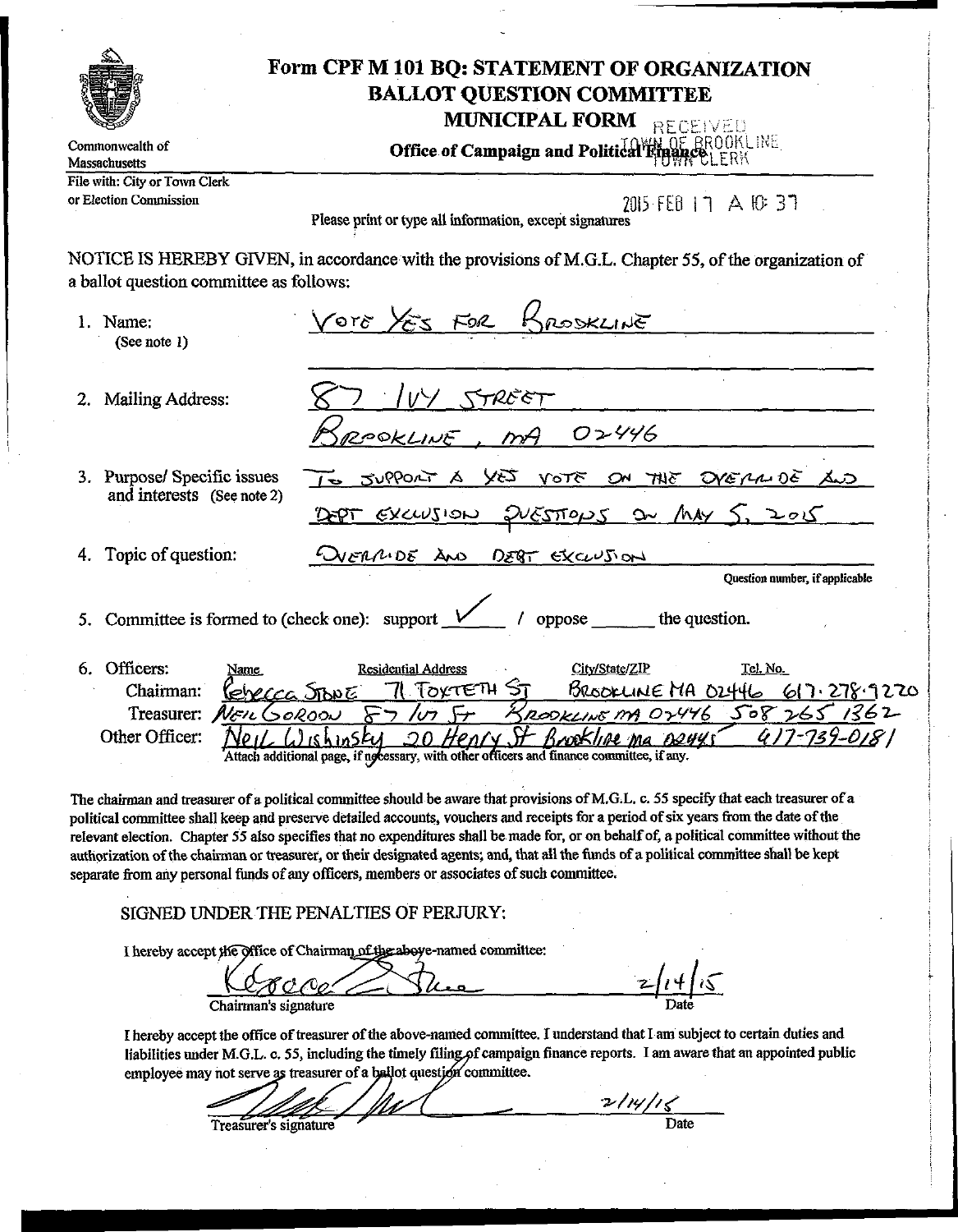# Form CPF M 101 BQ: STATEMENT OF ORGANIZATION
## BALLOT QUESTION COMMITTEE
### MUNICIPAL FORM

Commonwealth of Massachusetts

**Office of Campaign and Political Finance**

RECEIVED
TOWN OF BROOKLINE
TOWN CLERK

File with: City or Town Clerk or Election Commission

2015 FEB 17 A 10: 37

Please print or type all information, except signatures

NOTICE IS HEREBY GIVEN, in accordance with the provisions of M.G.L. Chapter 55, of the organization of a ballot question committee as follows:

1. Name: (See note 1) — VOTE YES FOR BROOKLINE

2. Mailing Address: — 87 IVY STREET
   BROOKLINE, MA 02446

3. Purpose/ Specific issues and interests (See note 2) — TO SUPPORT A YES VOTE ON THE OVERRIDE AND DEBT EXCLUSION QUESTIONS ON MAY 5, 2015

4. Topic of question: — OVERRIDE AND DEBT EXCLUSION

   Question number, if applicable

5. Committee is formed to (check one): support ✓ / oppose ______ the question.

6. Officers:

| | Name | Residential Address | City/State/ZIP | Tel. No. |
|---|---|---|---|---|
| Chairman: | Rebecca Stone | 71 Toxteth St | Brookline MA 02446 | 617-278-9220 |
| Treasurer: | Neil Gordon | 87 Ivy St | Brookline MA 02446 | 508 265 1362 |
| Other Officer: | Neil Wishinsky | 20 Henry St | Brookline MA 02445 | 617-739-0181 |

Attach additional page, if necessary, with other officers and finance committee, if any.

The chairman and treasurer of a political committee should be aware that provisions of M.G.L. c. 55 specify that each treasurer of a political committee shall keep and preserve detailed accounts, vouchers and receipts for a period of six years from the date of the relevant election. Chapter 55 also specifies that no expenditures shall be made for, or on behalf of, a political committee without the authorization of the chairman or treasurer, or their designated agents; and, that all the funds of a political committee shall be kept separate from any personal funds of any officers, members or associates of such committee.

SIGNED UNDER THE PENALTIES OF PERJURY:

I hereby accept the office of Chairman of the above-named committee:

[signature] Chairman's signature — Date: 2/14/15

I hereby accept the office of treasurer of the above-named committee. I understand that I am subject to certain duties and liabilities under M.G.L. c. 55, including the timely filing of campaign finance reports. I am aware that an appointed public employee may not serve as treasurer of a ballot question committee.

[signature] Treasurer's signature — Date: 2/14/15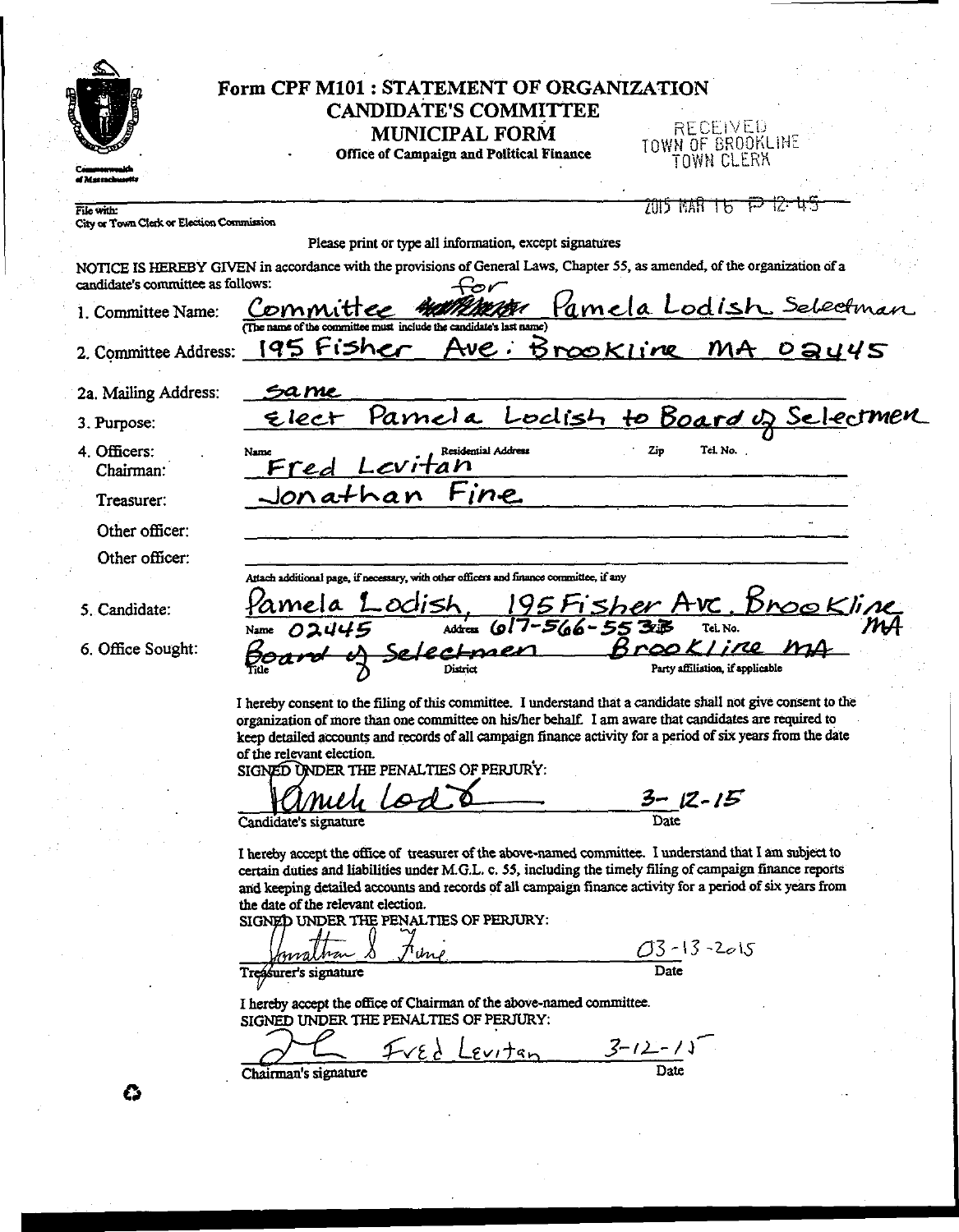# Form CPF M101 : STATEMENT OF ORGANIZATION
## CANDIDATE'S COMMITTEE
## MUNICIPAL FORM

**Office of Campaign and Political Finance**

Commonwealth of Massachusetts

RECEIVED
TOWN OF BROOKLINE
TOWN CLERK

2015 MAR 16 P 12:45

File with:
City or Town Clerk or Election Commission

Please print or type all information, except signatures

NOTICE IS HEREBY GIVEN in accordance with the provisions of General Laws, Chapter 55, as amended, of the organization of a candidate's committee as follows:

1. Committee Name: Committee for Pamela Lodish Selectman
(The name of the committee must include the candidate's last name)

2. Committee Address: 195 Fisher Ave. Brookline MA 02445

2a. Mailing Address: Same

3. Purpose: Elect Pamela Lodish to Board of Selectmen

4. Officers:

| | Name | Residential Address | Zip | Tel. No. |
|---|---|---|---|---|
| Chairman: | Fred Levitan | | | |
| Treasurer: | Jonathan Fine | | | |
| Other officer: | | | | |
| Other officer: | | | | |

Attach additional page, if necessary, with other officers and finance committee, if any

5. Candidate: Pamela Lodish, 195 Fisher Ave. Brookline MA 02445 617-566-553
Name / Address / Tel. No.

6. Office Sought: Board of Selectmen Brookline MA
Title / District / Party affiliation, if applicable

I hereby consent to the filing of this committee. I understand that a candidate shall not give consent to the organization of more than one committee on his/her behalf. I am aware that candidates are required to keep detailed accounts and records of all campaign finance activity for a period of six years from the date of the relevant election.

SIGNED UNDER THE PENALTIES OF PERJURY:

[Signature] 3-12-15
Candidate's signature / Date

I hereby accept the office of treasurer of the above-named committee. I understand that I am subject to certain duties and liabilities under M.G.L. c. 55, including the timely filing of campaign finance reports and keeping detailed accounts and records of all campaign finance activity for a period of six years from the date of the relevant election.

SIGNED UNDER THE PENALTIES OF PERJURY:

Jonathan S Fine 03-13-2015
Treasurer's signature / Date

I hereby accept the office of Chairman of the above-named committee.

SIGNED UNDER THE PENALTIES OF PERJURY:

Fred Levitan 3-12-15
Chairman's signature / Date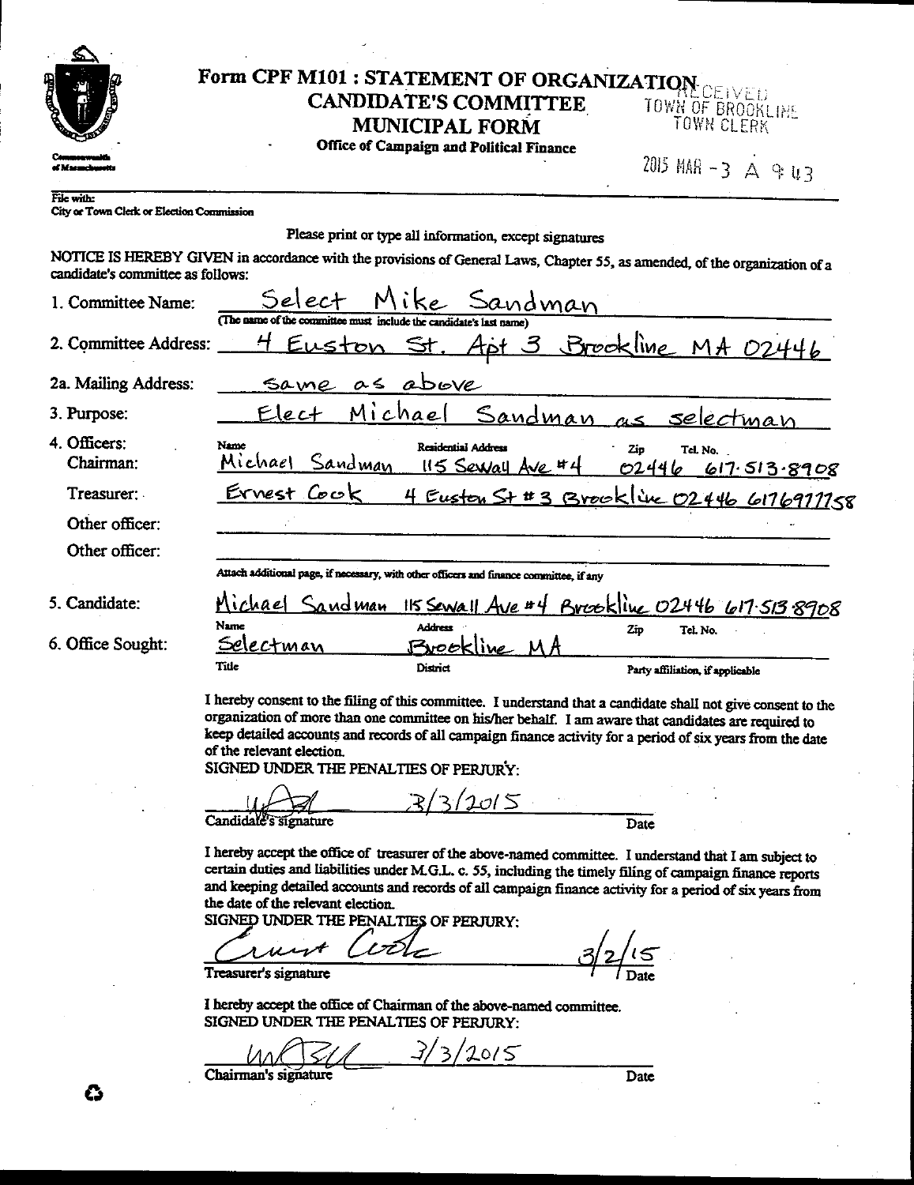# Form CPF M101 : STATEMENT OF ORGANIZATION
## CANDIDATE'S COMMITTEE
## MUNICIPAL FORM

**Office of Campaign and Political Finance**

RECEIVED
TOWN OF BROOKLINE
TOWN CLERK

2015 MAR -3 A 9:43

File with:
City or Town Clerk or Election Commission

Please print or type all information, except signatures

NOTICE IS HEREBY GIVEN in accordance with the provisions of General Laws, Chapter 55, as amended, of the organization of a candidate's committee as follows:

1. Committee Name: Select Mike Sandman
   (The name of the committee must include the candidate's last name)

2. Committee Address: 4 Euston St. Apt 3 Brookline MA 02446

2a. Mailing Address: same as above

3. Purpose: Elect Michael Sandman as selectman

4. Officers:

| | Name | Residential Address | Zip | Tel. No. |
|---|---|---|---|---|
| Chairman: | Michael Sandman | 115 Sewall Ave #4 | 02446 | 617-513-8908 |
| Treasurer: | Ernest Cook | 4 Euston St #3 Brookline | 02446 | 6176977158 |
| Other officer: | | | | |
| Other officer: | | | | |

Attach additional page, if necessary, with other officers and finance committee, if any

5. Candidate: Michael Sandman (Name) 115 Sewall Ave #4 Brookline (Address) 02446 (Zip) 617-513-8908 (Tel. No.)

6. Office Sought: Selectman (Title) Brookline MA (District) (Party affiliation, if applicable)

I hereby consent to the filing of this committee. I understand that a candidate shall not give consent to the organization of more than one committee on his/her behalf. I am aware that candidates are required to keep detailed accounts and records of all campaign finance activity for a period of six years from the date of the relevant election.

SIGNED UNDER THE PENALTIES OF PERJURY:

[signature] 3/3/2015
Candidate's signature — Date

I hereby accept the office of treasurer of the above-named committee. I understand that I am subject to certain duties and liabilities under M.G.L. c. 55, including the timely filing of campaign finance reports and keeping detailed accounts and records of all campaign finance activity for a period of six years from the date of the relevant election.

SIGNED UNDER THE PENALTIES OF PERJURY:

[signature: Ernest Cook] 3/2/15
Treasurer's signature — Date

I hereby accept the office of Chairman of the above-named committee.

SIGNED UNDER THE PENALTIES OF PERJURY:

[signature] 3/3/2015
Chairman's signature — Date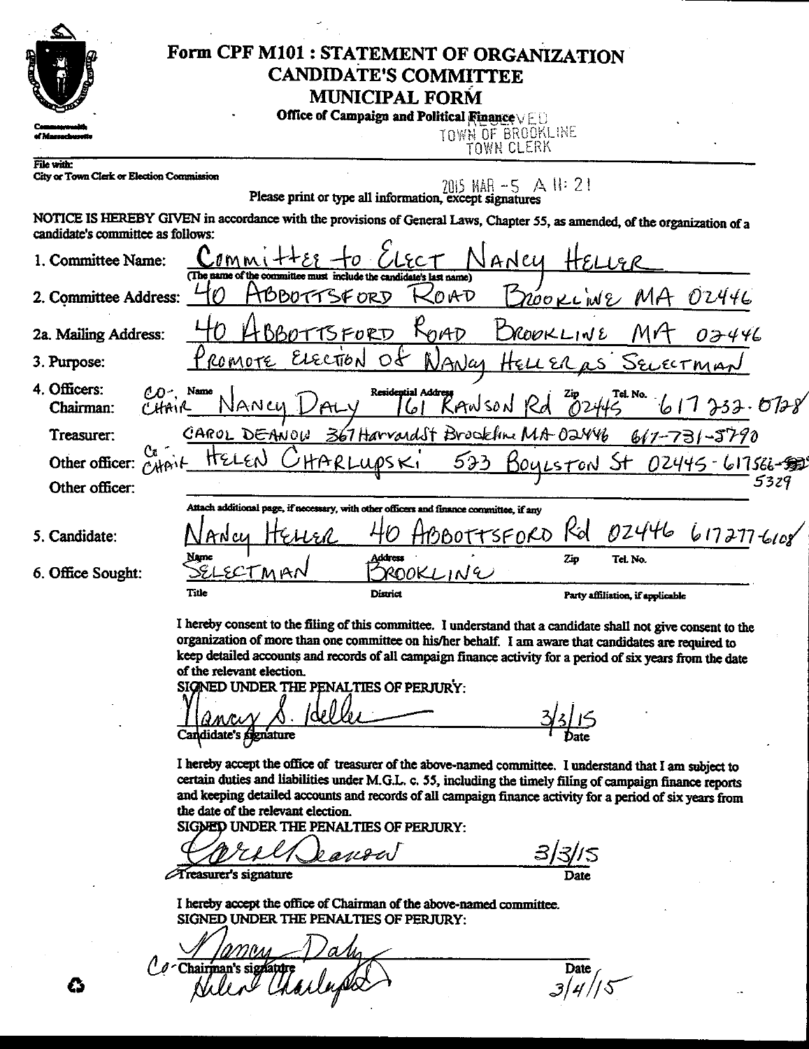# Form CPF M101 : STATEMENT OF ORGANIZATION
## CANDIDATE'S COMMITTEE
## MUNICIPAL FORM

Commonwealth of Massachusetts

**Office of Campaign and Political Finance**

RECEIVED
TOWN OF BROOKLINE
TOWN CLERK

2015 MAR -5 A 11:21

File with:
City or Town Clerk or Election Commission

Please print or type all information, except signatures

NOTICE IS HEREBY GIVEN in accordance with the provisions of General Laws, Chapter 55, as amended, of the organization of a candidate's committee as follows:

1. Committee Name: COMMITTEE TO ELECT NANCY HELLER
   (The name of the committee must include the candidate's last name)

2. Committee Address: 40 ABBOTTSFORD ROAD BROOKLINE MA 02446

2a. Mailing Address: 40 ABBOTTSFORD ROAD BROOKLINE MA 02446

3. Purpose: PROMOTE ELECTION OF NANCY HELLER AS SELECTMAN

4. Officers:

| | Name | Residential Address | Zip | Tel. No. |
|---|---|---|---|---|
| CO-CHAIR Chairman: | NANCY DALY | 161 RAWSON Rd | 02445 | 617 232-0728 |
| Treasurer: | CAROL DEANOW | 367 Harvard St Brookline MA | 02446 | 617-731-5790 |
| Other officer: CO-CHAIR | HELEN CHARLUPSKI | 533 BOYLSTON St | 02445 | 617566-5329 |
| Other officer: | | | | |

Attach additional page, if necessary, with other officers and finance committee, if any

5. Candidate: NANCY HELLER 40 ABBOTTSFORD Rd 02446 617277-6108
   Name / Address / Zip / Tel. No.

6. Office Sought: SELECTMAN BROOKLINE
   Title / District / Party affiliation, if applicable

I hereby consent to the filing of this committee. I understand that a candidate shall not give consent to the organization of more than one committee on his/her behalf. I am aware that candidates are required to keep detailed accounts and records of all campaign finance activity for a period of six years from the date of the relevant election.

SIGNED UNDER THE PENALTIES OF PERJURY:

Nancy S. Heller 3/3/15
Candidate's signature Date

I hereby accept the office of treasurer of the above-named committee. I understand that I am subject to certain duties and liabilities under M.G.L. c. 55, including the timely filing of campaign finance reports and keeping detailed accounts and records of all campaign finance activity for a period of six years from the date of the relevant election.

SIGNED UNDER THE PENALTIES OF PERJURY:

Carol Deanow 3/3/15
Treasurer's signature Date

I hereby accept the office of Chairman of the above-named committee.

SIGNED UNDER THE PENALTIES OF PERJURY:

Nancy Daly
Helen Charlupski
Co-Chairman's signature Date 3/4/15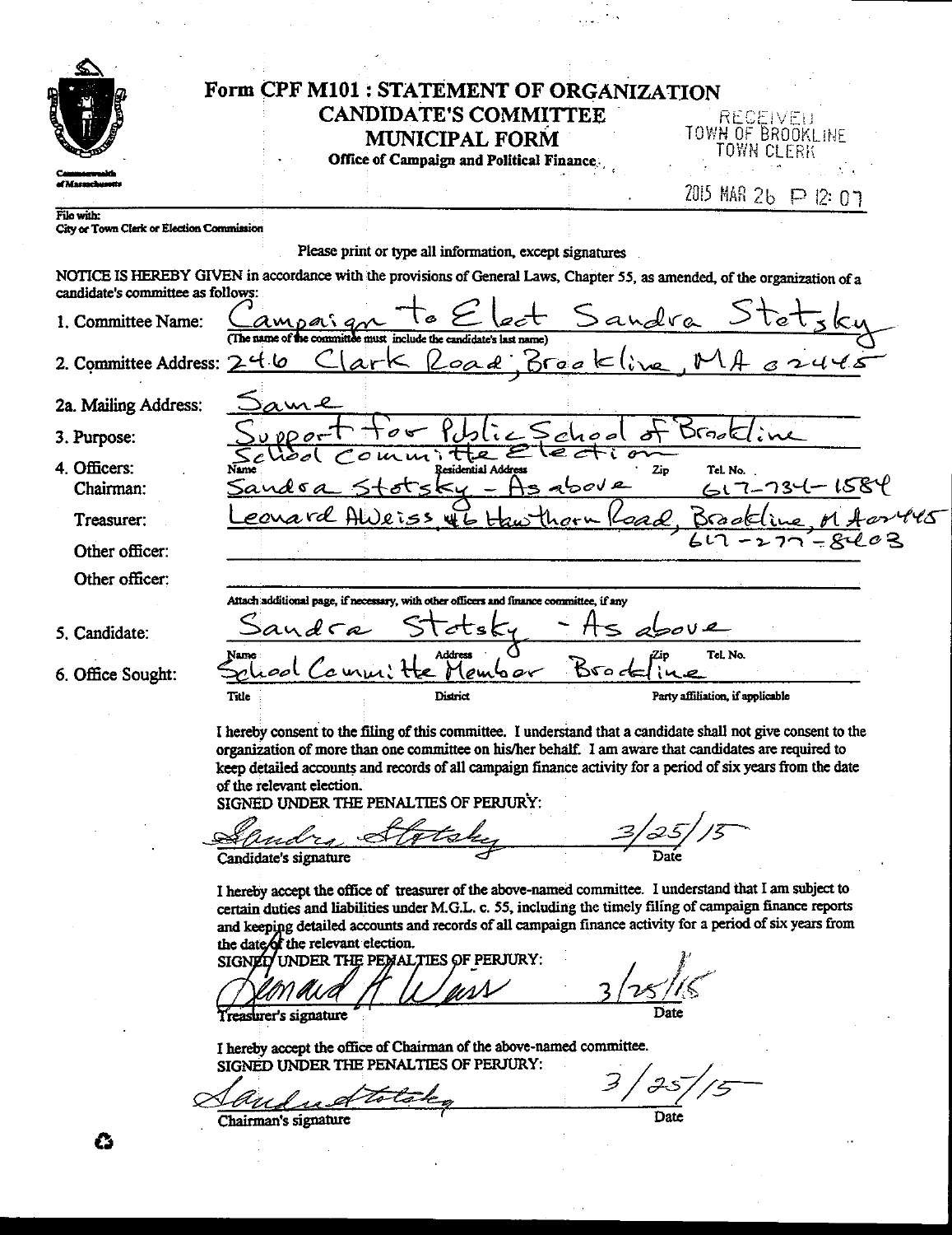# Form CPF M101 : STATEMENT OF ORGANIZATION

## CANDIDATE'S COMMITTEE

## MUNICIPAL FORM

**Office of Campaign and Political Finance**

Commonwealth of Massachusetts

RECEIVED
TOWN OF BROOKLINE
TOWN CLERK

2015 MAR 26 P 12:07

File with:
City or Town Clerk or Election Commission

Please print or type all information, except signatures

NOTICE IS HEREBY GIVEN in accordance with the provisions of General Laws, Chapter 55, as amended, of the organization of a candidate's committee as follows:

1. Committee Name: Campaign to Elect Sandra Stotsky
   (The name of the committee must include the candidate's last name)
2. Committee Address: 246 Clark Road, Brookline, MA 02445

2a. Mailing Address: Same

3. Purpose: Support for Public School of Brookline School Committee Election

4. Officers: (Name / Residential Address / Zip / Tel. No.)

   Chairman: Sandra Stotsky - As above 617-734-1584

   Treasurer: Leonard A Weiss 46 Hawthorn Road, Brookline, MA 02445 617-277-8203

   Other officer:

   Other officer:

   Attach additional page, if necessary, with other officers and finance committee, if any

5. Candidate: Sandra Stotsky - As above
   (Name / Address / Zip / Tel. No.)

6. Office Sought: School Committee Member Brookline
   (Title / District / Party affiliation, if applicable)

I hereby consent to the filing of this committee. I understand that a candidate shall not give consent to the organization of more than one committee on his/her behalf. I am aware that candidates are required to keep detailed accounts and records of all campaign finance activity for a period of six years from the date of the relevant election.

SIGNED UNDER THE PENALTIES OF PERJURY:

Sandra Stotsky — 3/25/15

Candidate's signature — Date

I hereby accept the office of treasurer of the above-named committee. I understand that I am subject to certain duties and liabilities under M.G.L. c. 55, including the timely filing of campaign finance reports and keeping detailed accounts and records of all campaign finance activity for a period of six years from the date of the relevant election.

SIGNED UNDER THE PENALTIES OF PERJURY:

Leonard A Weiss — 3/25/15

Treasurer's signature — Date

I hereby accept the office of Chairman of the above-named committee.

SIGNED UNDER THE PENALTIES OF PERJURY:

Sandra Stotsky — 3/25/15

Chairman's signature — Date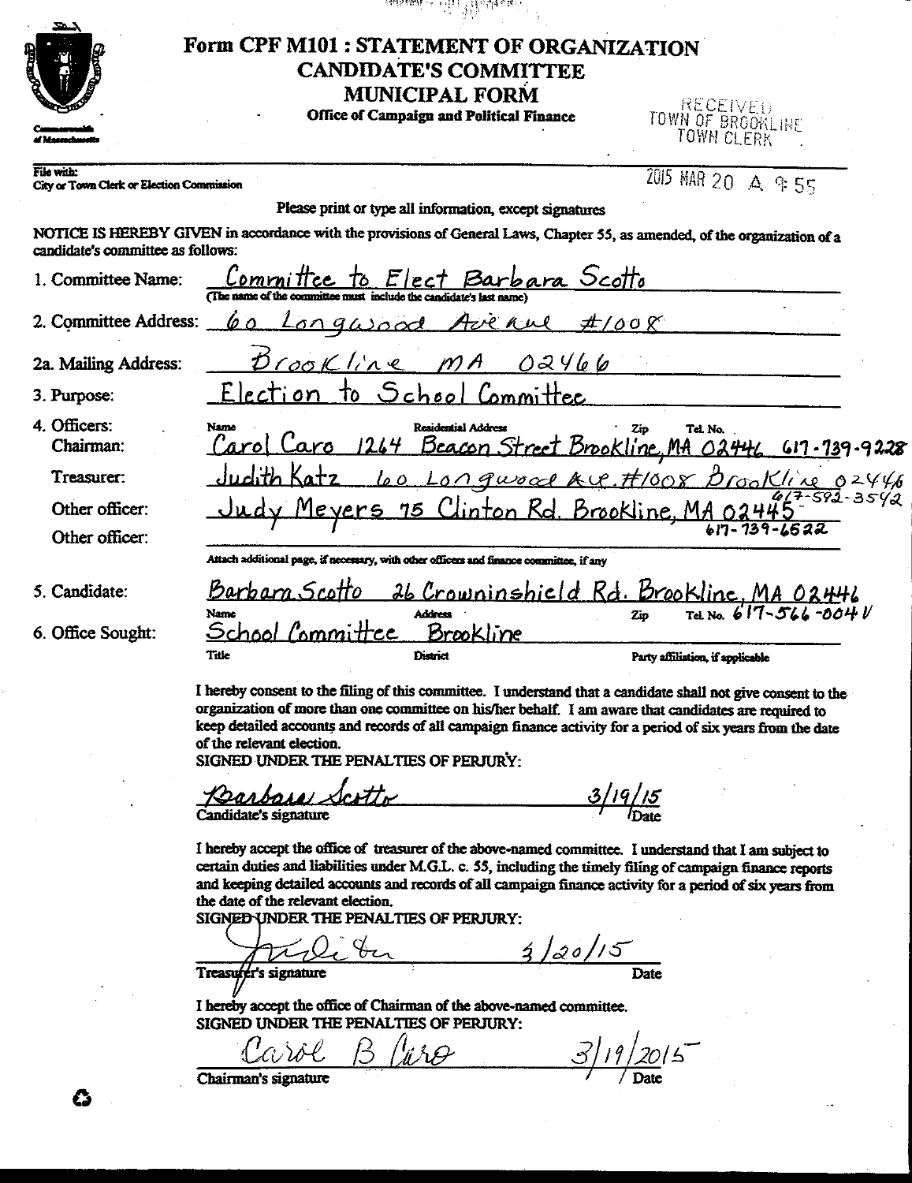# Form CPF M101 : STATEMENT OF ORGANIZATION
## CANDIDATE'S COMMITTEE
## MUNICIPAL FORM

**Office of Campaign and Political Finance**

RECEIVED
TOWN OF BROOKLINE
TOWN CLERK

2015 MAR 20 A 9:55

**File with:**
City or Town Clerk or Election Commission

Please print or type all information, except signatures

NOTICE IS HEREBY GIVEN in accordance with the provisions of General Laws, Chapter 55, as amended, of the organization of a candidate's committee as follows:

1. Committee Name: Committee to Elect Barbara Scotto
   (The name of the committee must include the candidate's last name)
2. Committee Address: 60 Longwood Avenue #1008
   2a. Mailing Address: Brookline MA 02466
3. Purpose: Election to School Committee
4. Officers:

| | Name | Residential Address | Zip | Tel. No. |
|---|---|---|---|---|
| Chairman: | Carol Caro | 1264 Beacon Street Brookline, MA | 02446 | 617-739-9228 |
| Treasurer: | Judith Katz | 60 Longwood Ave. #1008 Brookline | 02446 | 617-592-3542 |
| Other officer: | Judy Meyers | 75 Clinton Rd. Brookline, MA | 02445 | 617-739-6522 |
| Other officer: | | | | |

Attach additional page, if necessary, with other officers and finance committee, if any

5. Candidate: Barbara Scotto 26 Crowninshield Rd. Brookline, MA 02446 617-566-0041
   Name / Address / Zip / Tel. No.
6. Office Sought: School Committee Brookline
   Title / District / Party affiliation, if applicable

I hereby consent to the filing of this committee. I understand that a candidate shall not give consent to the organization of more than one committee on his/her behalf. I am aware that candidates are required to keep detailed accounts and records of all campaign finance activity for a period of six years from the date of the relevant election.
SIGNED UNDER THE PENALTIES OF PERJURY:

Barbara Scotto — 3/19/15
Candidate's signature — Date

I hereby accept the office of treasurer of the above-named committee. I understand that I am subject to certain duties and liabilities under M.G.L. c. 55, including the timely filing of campaign finance reports and keeping detailed accounts and records of all campaign finance activity for a period of six years from the date of the relevant election.
SIGNED UNDER THE PENALTIES OF PERJURY:

Judith Katz — 3/20/15
Treasurer's signature — Date

I hereby accept the office of Chairman of the above-named committee.
SIGNED UNDER THE PENALTIES OF PERJURY:

Carol B Caro — 3/19/2015
Chairman's signature — Date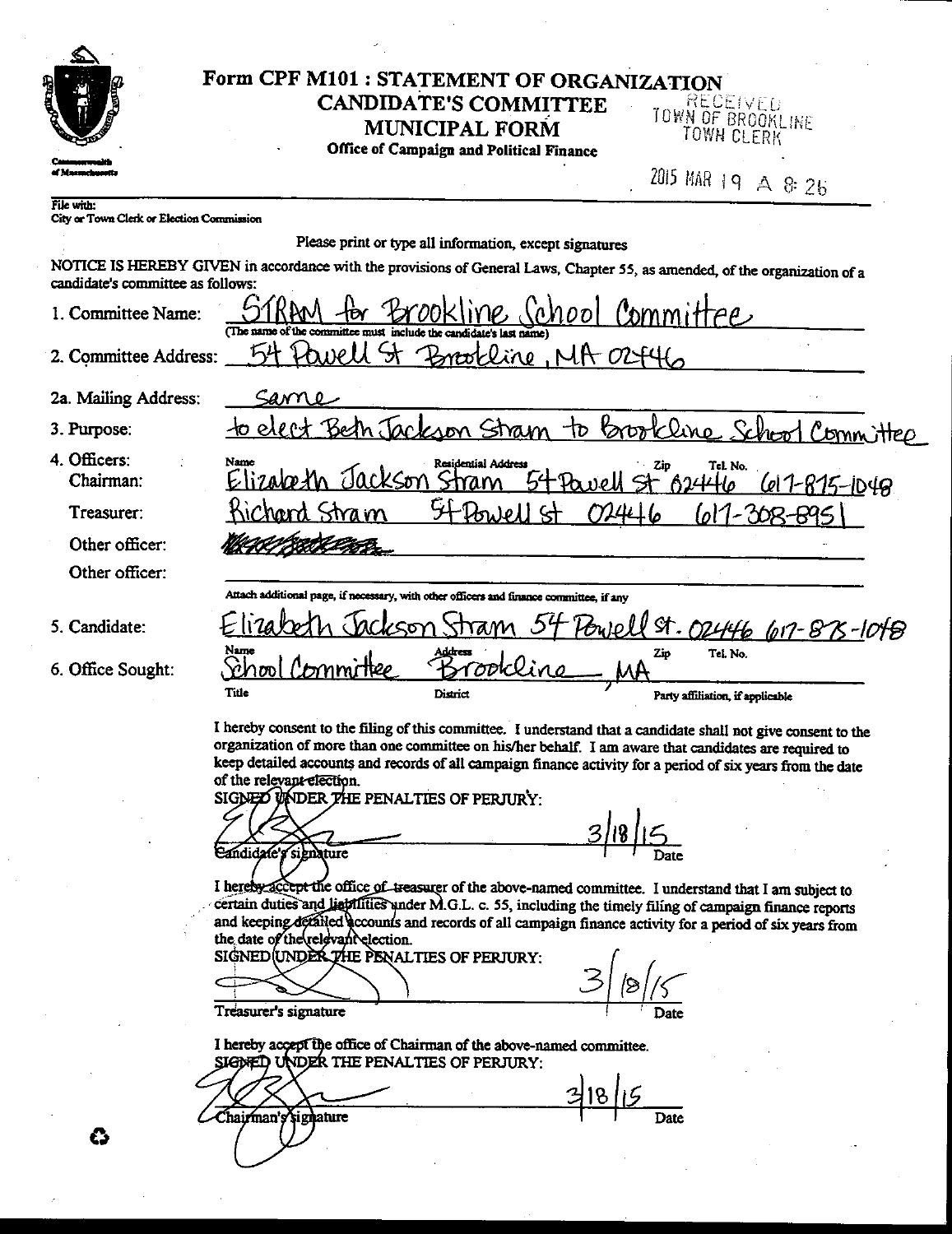# Form CPF M101 : STATEMENT OF ORGANIZATION
## CANDIDATE'S COMMITTEE
## MUNICIPAL FORM

**Office of Campaign and Political Finance**

RECEIVED
TOWN OF BROOKLINE
TOWN CLERK

2015 MAR 19 A 8:26

File with:
City or Town Clerk or Election Commission

Please print or type all information, except signatures

NOTICE IS HEREBY GIVEN in accordance with the provisions of General Laws, Chapter 55, as amended, of the organization of a candidate's committee as follows:

1. Committee Name: STRAM for Brookline School Committee
   (The name of the committee must include the candidate's last name)
2. Committee Address: 54 Powell St Brookline, MA 02446
   2a. Mailing Address: Same
3. Purpose: to elect Beth Jackson Stram to Brookline School Committee
4. Officers:

| | Name | Residential Address | Zip | Tel. No. |
|---|---|---|---|---|
| Chairman: | Elizabeth Jackson Stram | 54 Powell St | 02446 | 617-875-1048 |
| Treasurer: | Richard Stram | 54 Powell St | 02446 | 617-308-8951 |
| Other officer: | ~~(crossed out)~~ | | | |
| Other officer: | | | | |

Attach additional page, if necessary, with other officers and finance committee, if any

5. Candidate: Elizabeth Jackson Stram 54 Powell St. 02446 617-875-1048
   (Name, Address, Zip, Tel. No.)
6. Office Sought: School Committee Brookline, MA
   (Title, District, Party affiliation, if applicable)

I hereby consent to the filing of this committee. I understand that a candidate shall not give consent to the organization of more than one committee on his/her behalf. I am aware that candidates are required to keep detailed accounts and records of all campaign finance activity for a period of six years from the date of the relevant election.

SIGNED UNDER THE PENALTIES OF PERJURY:

(signature) Candidate's signature — Date: 3/18/15

I hereby accept the office of treasurer of the above-named committee. I understand that I am subject to certain duties and liabilities under M.G.L. c. 55, including the timely filing of campaign finance reports and keeping detailed accounts and records of all campaign finance activity for a period of six years from the date of the relevant election.

SIGNED UNDER THE PENALTIES OF PERJURY:

(signature) Treasurer's signature — Date: 3/18/15

I hereby accept the office of Chairman of the above-named committee.

SIGNED UNDER THE PENALTIES OF PERJURY:

(signature) Chairman's signature — Date: 3/18/15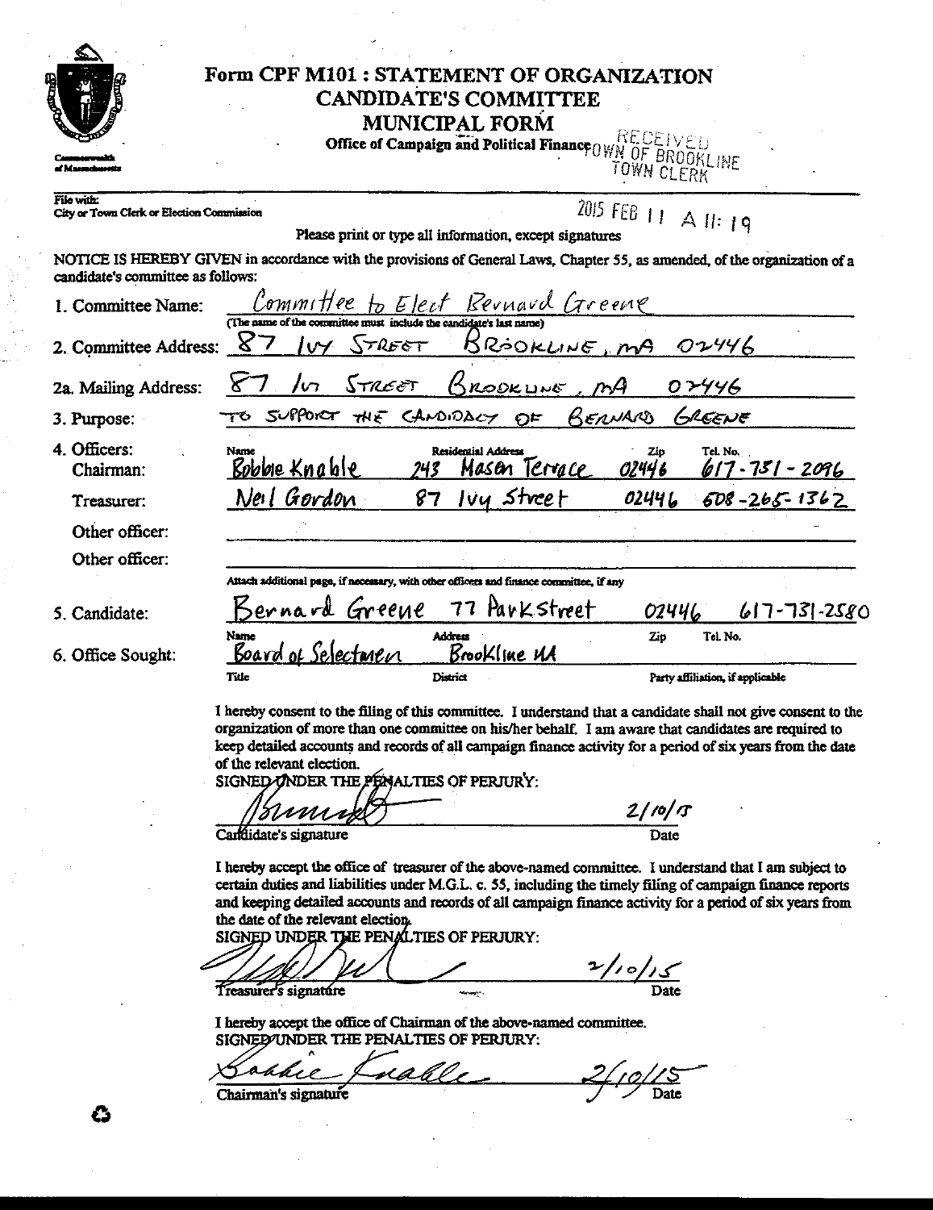# Form CPF M101 : STATEMENT OF ORGANIZATION CANDIDATE'S COMMITTEE MUNICIPAL FORM

**Office of Campaign and Political Finance**

RECEIVED TOWN OF BROOKLINE TOWN CLERK

2015 FEB 11 A 11: 19

Commonwealth of Massachusetts

File with: City or Town Clerk or Election Commission

Please print or type all information, except signatures

NOTICE IS HEREBY GIVEN in accordance with the provisions of General Laws, Chapter 55, as amended, of the organization of a candidate's committee as follows:

1. Committee Name: Committee to Elect Bernard Greene
   (The name of the committee must include the candidate's last name)
2. Committee Address: 87 Ivy Street Brookline, MA 02446

2a. Mailing Address: 87 Ivy Street Brookline, MA 02446

3. Purpose: To support the candidacy of Bernard Greene

4. Officers:

| | Name | Residential Address | Zip | Tel. No. |
|---|---|---|---|---|
| Chairman: | Bobbie Knable | 243 Mason Terrace | 02446 | 617-731-2096 |
| Treasurer: | Neil Gordon | 87 Ivy Street | 02446 | 608-265-1362 |
| Other officer: | | | | |
| Other officer: | | | | |

Attach additional page, if necessary, with other officers and finance committee, if any

5. Candidate: Bernard Greene 77 Park Street 02446 617-731-2580
   (Name / Address / Zip / Tel. No.)

6. Office Sought: Board of Selectmen Brookline MA
   (Title / District / Party affiliation, if applicable)

I hereby consent to the filing of this committee. I understand that a candidate shall not give consent to the organization of more than one committee on his/her behalf. I am aware that candidates are required to keep detailed accounts and records of all campaign finance activity for a period of six years from the date of the relevant election.

SIGNED UNDER THE PENALTIES OF PERJURY:

[signature] 2/10/15

Candidate's signature Date

I hereby accept the office of treasurer of the above-named committee. I understand that I am subject to certain duties and liabilities under M.G.L. c. 55, including the timely filing of campaign finance reports and keeping detailed accounts and records of all campaign finance activity for a period of six years from the date of the relevant election.

SIGNED UNDER THE PENALTIES OF PERJURY:

[signature] 2/10/15

Treasurer's signature Date

I hereby accept the office of Chairman of the above-named committee.

SIGNED UNDER THE PENALTIES OF PERJURY:

[signature] 2/10/15

Chairman's signature Date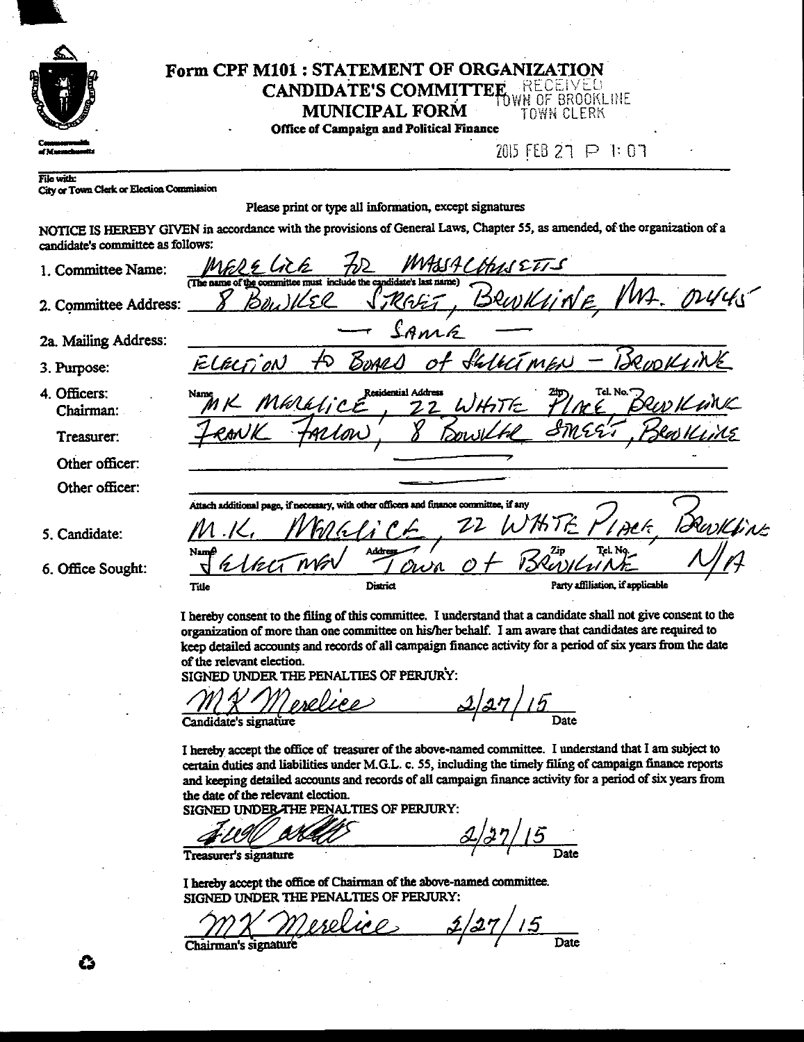# Form CPF M101 : STATEMENT OF ORGANIZATION
## CANDIDATE'S COMMITTEE
## MUNICIPAL FORM

**Office of Campaign and Political Finance**

RECEIVED
TOWN OF BROOKLINE
TOWN CLERK

2015 FEB 27 P 1:07

File with:
City or Town Clerk or Election Commission

Please print or type all information, except signatures

NOTICE IS HEREBY GIVEN in accordance with the provisions of General Laws, Chapter 55, as amended, of the organization of a candidate's committee as follows:

1. Committee Name: MERELICE FOR MASSACHUSETTS
   (The name of the committee must include the candidate's last name)

2. Committee Address: 8 BOWKER STREET, BROOKLINE, MA. 02445

2a. Mailing Address: — SAME —

3. Purpose: ELECTION to BOARD of SELECTMEN – BROOKLINE

4. Officers:

| | Name | Residential Address | Zip | Tel. No. |
|---|---|---|---|---|
| Chairman: | MK MERELICE, | 22 WHITE PLACE, BROOKLINE | | |
| Treasurer: | FRANK FARLOW, | 8 BOWKER STREET, BROOKLINE | | |
| Other officer: | | | | |
| Other officer: | | | | |

Attach additional pages, if necessary, with other officers and finance committee, if any

5. Candidate: M.K. MERELICE, 22 WHITE PLACE, BROOKLINE
   Name / Address / Zip / Tel. No.

6. Office Sought: SELECTMAN — TOWN OF BROOKLINE — N/A
   Title / District / Party affiliation, if applicable

I hereby consent to the filing of this committee. I understand that a candidate shall not give consent to the organization of more than one committee on his/her behalf. I am aware that candidates are required to keep detailed accounts and records of all campaign finance activity for a period of six years from the date of the relevant election.

SIGNED UNDER THE PENALTIES OF PERJURY:

MK Merelice — 2/27/15
Candidate's signature — Date

I hereby accept the office of treasurer of the above-named committee. I understand that I am subject to certain duties and liabilities under M.G.L. c. 55, including the timely filing of campaign finance reports and keeping detailed accounts and records of all campaign finance activity for a period of six years from the date of the relevant election.

SIGNED UNDER THE PENALTIES OF PERJURY:

[signature] — 2/27/15
Treasurer's signature — Date

I hereby accept the office of Chairman of the above-named committee.

SIGNED UNDER THE PENALTIES OF PERJURY:

MK Merelice — 2/27/15
Chairman's signature — Date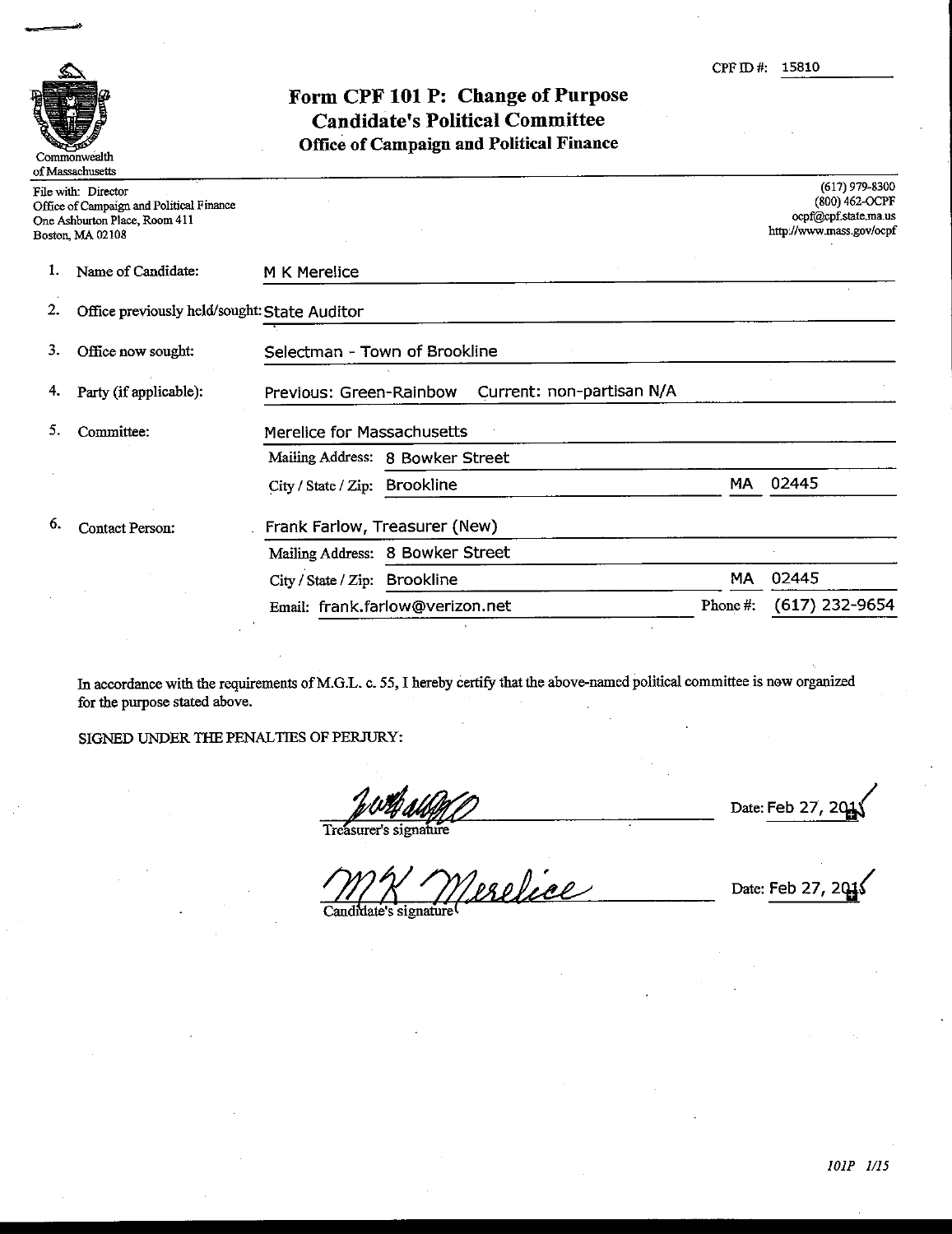CPF ID #: 15810

Commonwealth of Massachusetts

# Form CPF 101 P: Change of Purpose
## Candidate's Political Committee
### Office of Campaign and Political Finance

File with: Director
Office of Campaign and Political Finance
One Ashburton Place, Room 411
Boston, MA 02108

(617) 979-8300
(800) 462-OCPF
ocpf@cpf.state.ma.us
http://www.mass.gov/ocpf

1. Name of Candidate: M K Merelice
2. Office previously held/sought: State Auditor
3. Office now sought: Selectman - Town of Brookline
4. Party (if applicable): Previous: Green-Rainbow Current: non-partisan N/A
5. Committee: Merelice for Massachusetts
   Mailing Address: 8 Bowker Street
   City / State / Zip: Brookline MA 02445
6. Contact Person: Frank Farlow, Treasurer (New)
   Mailing Address: 8 Bowker Street
   City / State / Zip: Brookline MA 02445
   Email: frank.farlow@verizon.net Phone #: (617) 232-9654

In accordance with the requirements of M.G.L. c. 55, I hereby certify that the above-named political committee is now organized for the purpose stated above.

SIGNED UNDER THE PENALTIES OF PERJURY:

Treasurer's signature Date: Feb 27, 2015

Candidate's signature Date: Feb 27, 2015

*101P 1/15*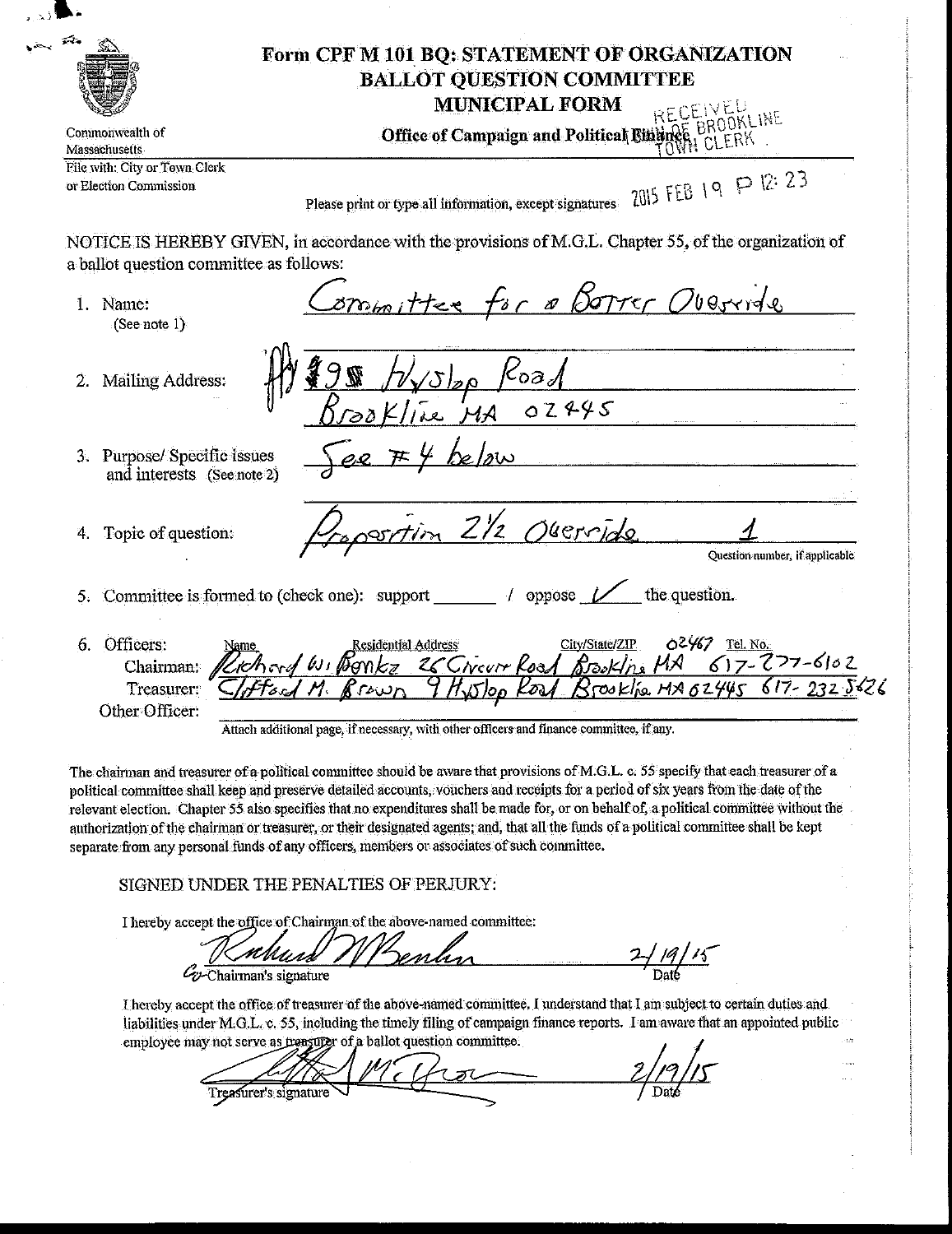# Form CPF M 101 BQ: STATEMENT OF ORGANIZATION
## BALLOT QUESTION COMMITTEE
## MUNICIPAL FORM

Commonwealth of Massachusetts

**Office of Campaign and Political Finance**

RECEIVED
TOWN OF BROOKLINE
TOWN CLERK

File with: City or Town Clerk or Election Commission

2015 FEB 19 P 12:23

Please print or type all information, except signatures

NOTICE IS HEREBY GIVEN, in accordance with the provisions of M.G.L. Chapter 55, of the organization of a ballot question committee as follows:

1. Name: (See note 1) Committee for a Better Override
2. Mailing Address: 9 Hyslop Road, Brookline MA 02445
3. Purpose/ Specific issues and interests (See note 2) See #4 below
4. Topic of question: Proposition 2 1/2 Override — Question number, if applicable: 1
5. Committee is formed to (check one): support ______ / oppose ✓ the question.
6. Officers:

| | Name | Residential Address | City/State/ZIP | Tel. No. |
|---|---|---|---|---|
| Chairman: | Richard W. Benka | 26 Circuit Road | Brookline MA 02467 | 617-277-6102 |
| Treasurer: | Clifford M. Brown | 9 Hyslop Road | Brookline MA 02445 | 617-232-5626 |
| Other Officer: | | | | |

Attach additional page, if necessary, with other officers and finance committee, if any.

The chairman and treasurer of a political committee should be aware that provisions of M.G.L. c. 55 specify that each treasurer of a political committee shall keep and preserve detailed accounts, vouchers and receipts for a period of six years from the date of the relevant election. Chapter 55 also specifies that no expenditures shall be made for, or on behalf of, a political committee without the authorization of the chairman or treasurer, or their designated agents; and, that all the funds of a political committee shall be kept separate from any personal funds of any officers, members or associates of such committee.

SIGNED UNDER THE PENALTIES OF PERJURY:

I hereby accept the office of Chairman of the above-named committee:

Co-Chairman's signature: [signature] Date: 2/19/15

I hereby accept the office of treasurer of the above-named committee. I understand that I am subject to certain duties and liabilities under M.G.L. c. 55, including the timely filing of campaign finance reports. I am aware that an appointed public employee may not serve as treasurer of a ballot question committee.

Treasurer's signature: [signature] Date: 2/19/15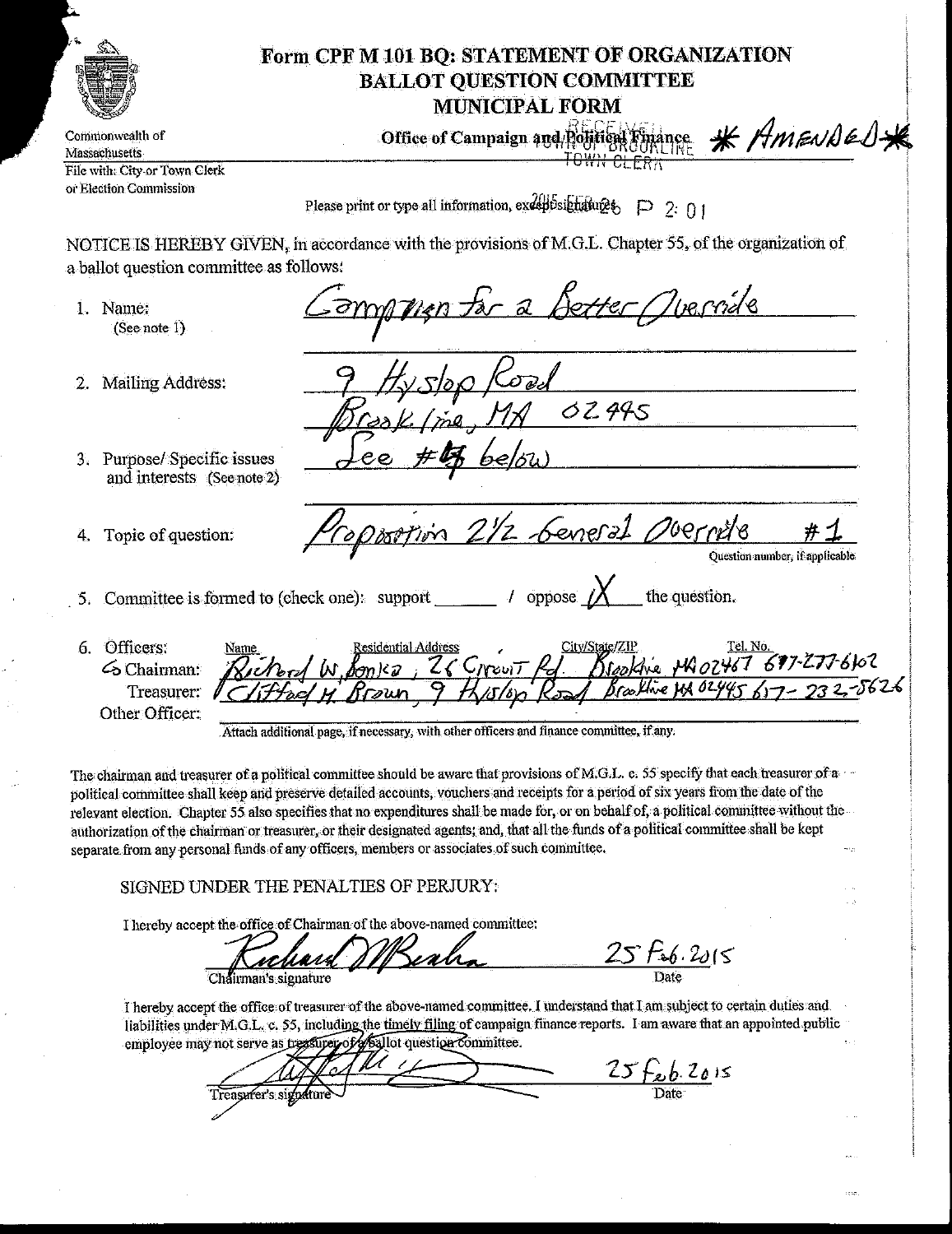# Form CPF M 101 BQ: STATEMENT OF ORGANIZATION
## BALLOT QUESTION COMMITTEE
## MUNICIPAL FORM

Commonwealth of Massachusetts

Office of Campaign and Political Finance **\* AMENDED \***

RECEIVED TOWN OF BROOKLINE TOWN CLERK

File with: City or Town Clerk or Election Commission

Please print or type all information, except signatures. 2015 FEB 26 P 2:01

NOTICE IS HEREBY GIVEN, in accordance with the provisions of M.G.L. Chapter 55, of the organization of a ballot question committee as follows:

1. Name: (See note 1) Campaign for a Better Override
2. Mailing Address: 9 Hyslop Road, Brookline, MA 02445
3. Purpose/ Specific issues and interests (See note 2) See #4 below
4. Topic of question: Proposition 2 1/2 General Override #1 (Question number, if applicable)
5. Committee is formed to (check one): support ______ / oppose X the question.
6. Officers:

| | Name | Residential Address | City/State/ZIP | Tel. No. |
|---|---|---|---|---|
| Co Chairman: | Richard W. Benka | 26 Circuit Rd. | Brookline MA 02467 | 617-277-6102 |
| Treasurer: | Clifford M. Brown | 9 Hyslop Road | Brookline MA 02445 | 617-232-5626 |
| Other Officer: | | | | |

Attach additional page, if necessary, with other officers and finance committee, if any.

The chairman and treasurer of a political committee should be aware that provisions of M.G.L. c. 55 specify that each treasurer of a political committee shall keep and preserve detailed accounts, vouchers and receipts for a period of six years from the date of the relevant election. Chapter 55 also specifies that no expenditures shall be made for, or on behalf of, a political committee without the authorization of the chairman or treasurer, or their designated agents; and, that all the funds of a political committee shall be kept separate from any personal funds of any officers, members or associates of such committee.

SIGNED UNDER THE PENALTIES OF PERJURY:

I hereby accept the office of Chairman of the above-named committee:

Richard W. Benka (Chairman's signature) — Date: 25 Feb. 2015

I hereby accept the office of treasurer of the above-named committee. I understand that I am subject to certain duties and liabilities under M.G.L. c. 55, including the timely filing of campaign finance reports. I am aware that an appointed public employee may not serve as treasurer of a ballot question committee.

[signature] (Treasurer's signature) — Date: 25 Feb. 2015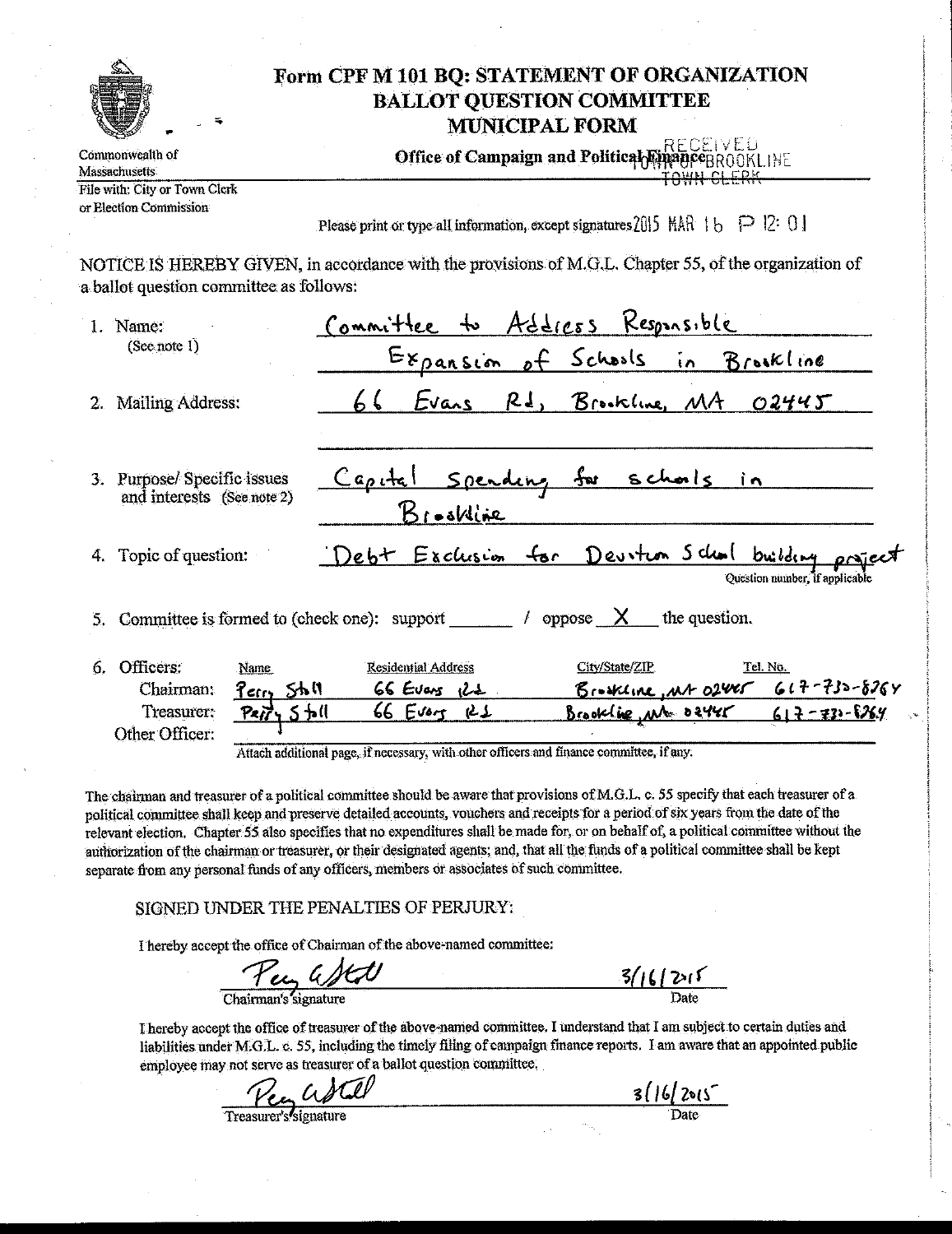# Form CPF M 101 BQ: STATEMENT OF ORGANIZATION BALLOT QUESTION COMMITTEE MUNICIPAL FORM

Commonwealth of Massachusetts

**Office of Campaign and Political Finance**

File with: City or Town Clerk or Election Commission

RECEIVED TOWN OF BROOKLINE TOWN CLERK 2015 MAR 16 P 12: 01

Please print or type all information, except signatures

NOTICE IS HEREBY GIVEN, in accordance with the provisions of M.G.L. Chapter 55, of the organization of a ballot question committee as follows:

1. Name: (See note 1) Committee to Address Responsible Expansion of Schools in Brookline
2. Mailing Address: 66 Evans Rd, Brookline, MA 02445
3. Purpose/ Specific issues and interests (See note 2) Capital Spending for schools in Brookline
4. Topic of question: Debt Exclusion for Devotion School building project
   Question number, if applicable
5. Committee is formed to (check one): support \_\_\_\_\_\_ / oppose X the question.
6. Officers:

| | Name | Residential Address | City/State/ZIP | Tel. No. |
|---|---|---|---|---|
| Chairman: | Perry Stoll | 66 Evans Rd | Brookline, MA 02445 | 617-730-8764 |
| Treasurer: | Perry Stoll | 66 Evans Rd | Brookline, MA 02445 | 617-730-8764 |
| Other Officer: | | | | |

Attach additional page, if necessary, with other officers and finance committee, if any.

The chairman and treasurer of a political committee should be aware that provisions of M.G.L. c. 55 specify that each treasurer of a political committee shall keep and preserve detailed accounts, vouchers and receipts for a period of six years from the date of the relevant election. Chapter 55 also specifies that no expenditures shall be made for, or on behalf of, a political committee without the authorization of the chairman or treasurer, or their designated agents; and, that all the funds of a political committee shall be kept separate from any personal funds of any officers, members or associates of such committee.

SIGNED UNDER THE PENALTIES OF PERJURY:

I hereby accept the office of Chairman of the above-named committee:

Perry A Stoll — Chairman's signature — Date: 3/16/2015

I hereby accept the office of treasurer of the above-named committee. I understand that I am subject to certain duties and liabilities under M.G.L. c. 55, including the timely filing of campaign finance reports. I am aware that an appointed public employee may not serve as treasurer of a ballot question committee.

Perry A Stoll — Treasurer's signature — Date: 3/16/2015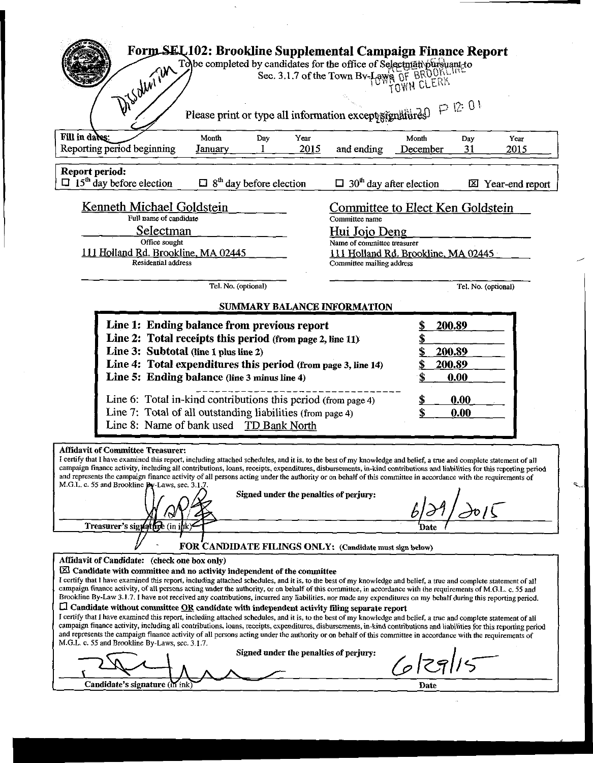# Form SEL102: Brookline Supplemental Campaign Finance Report

To be completed by candidates for the office of Selectman pursuant to Sec. 3.1.7 of the Town By-Laws

Dissolution

RECEIVED TOWN OF BROOKLINE TOWN CLERK 2015 JUL 30 P 12:01

Please print or type all information except signatures

| Fill in dates: | Month | Day | Year | | Month | Day | Year |
|---|---|---|---|---|---|---|---|
| Reporting period beginning | January | 1 | 2015 | and ending | December | 31 | 2015 |

**Report period:**

☐ 15th day before election ☐ 8th day before election ☐ 30th day after election ☒ Year-end report

Kenneth Michael Goldstein
Full name of candidate

Selectman
Office sought

111 Holland Rd. Brookline, MA 02445
Residential address

Tel. No. (optional)

Committee to Elect Ken Goldstein
Committee name

Hui Jojo Deng
Name of committee treasurer

111 Holland Rd. Brookline, MA 02445
Committee mailing address

Tel. No. (optional)

## SUMMARY BALANCE INFORMATION

| | |
|---|---|
| **Line 1: Ending balance from previous report** | $ **200.89** |
| **Line 2: Total receipts this period** (from page 2, line 11) | $ |
| **Line 3: Subtotal** (line 1 plus line 2) | $ **200.89** |
| **Line 4: Total expenditures this period** (from page 3, line 14) | $ **200.89** |
| **Line 5: Ending balance** (line 3 minus line 4) | $ **0.00** |
| Line 6: Total in-kind contributions this period (from page 4) | $ **0.00** |
| Line 7: Total of all outstanding liabilities (from page 4) | $ **0.00** |
| Line 8: Name of bank used TD Bank North | |

**Affidavit of Committee Treasurer:**

I certify that I have examined this report, including attached schedules, and it is, to the best of my knowledge and belief, a true and complete statement of all campaign finance activity, including all contributions, loans, receipts, expenditures, disbursements, in-kind contributions and liabilities for this reporting period and represents the campaign finance activity of all persons acting under the authority or on behalf of this committee in accordance with the requirements of M.G.L. c. 55 and Brookline By-Laws, sec. 3.1.7.

**Signed under the penalties of perjury:**

Treasurer's signature (in ink) Date 6/29/2015

**FOR CANDIDATE FILINGS ONLY:** (Candidate must sign below)

**Affidavit of Candidate:** (check one box only)

☒ **Candidate with committee and no activity independent of the committee**

I certify that I have examined this report, including attached schedules, and it is, to the best of my knowledge and belief, a true and complete statement of all campaign finance activity, of all persons acting under the authority, or on behalf of this committee, in accordance with the requirements of M.G.L. c. 55 and Brookline By-Law 3.1.7. I have not received any contributions, incurred any liabilities, nor made any expenditures on my behalf during this reporting period.

☐ **Candidate without committee OR candidate with independent activity filing separate report**

I certify that I have examined this report, including attached schedules, and it is, to the best of my knowledge and belief, a true and complete statement of all campaign finance activity, including all contributions, loans, receipts, expenditures, disbursements, in-kind contributions and liabilities for this reporting period and represents the campaign finance activity of all persons acting under the authority or on behalf of this committee in accordance with the requirements of M.G.L. c. 55 and Brookline By-Laws, sec. 3.1.7.

**Signed under the penalties of perjury:**

Candidate's signature (in ink) Date 6/29/15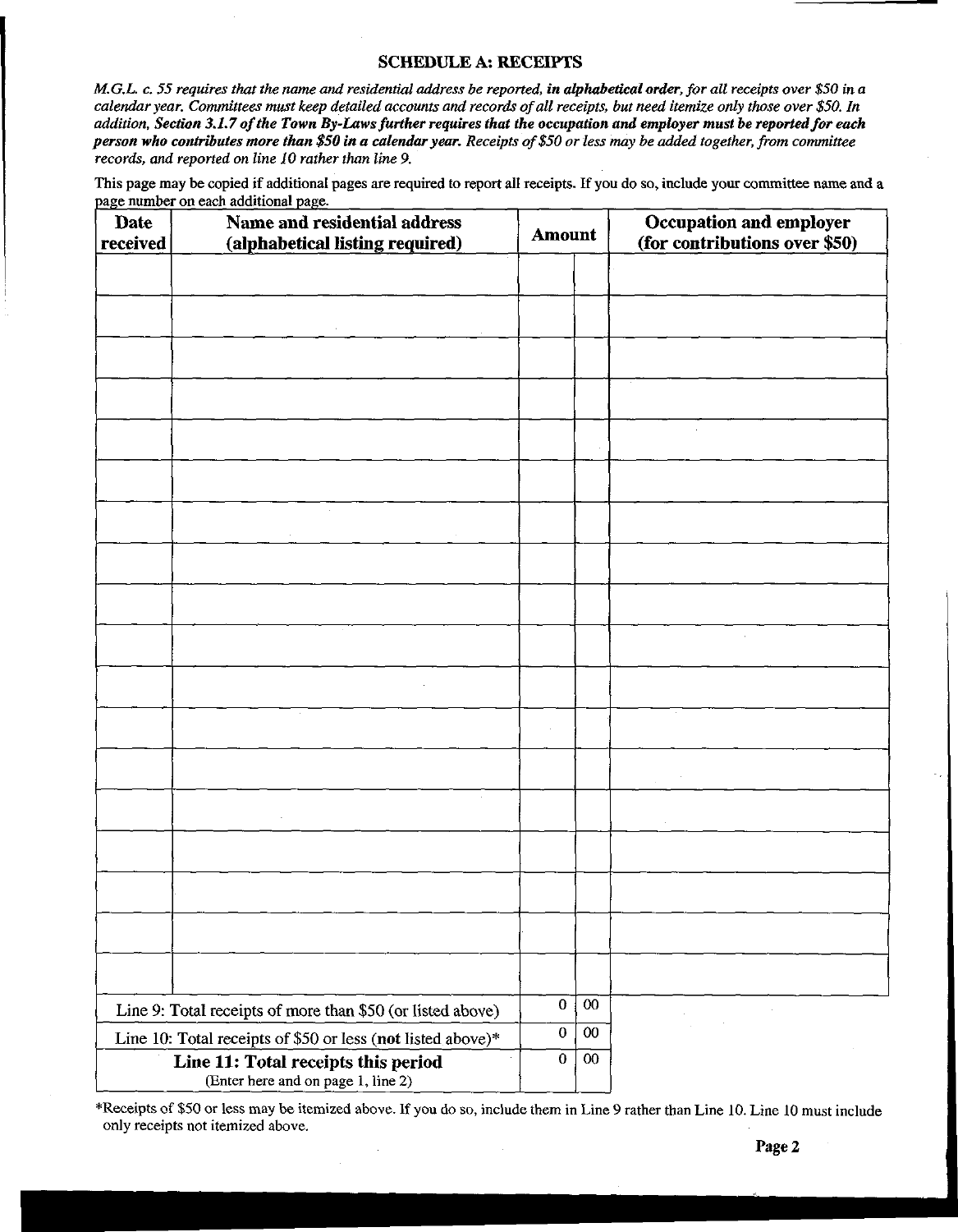## SCHEDULE A: RECEIPTS

*M.G.L. c. 55 requires that the name and residential address be reported, **in alphabetical order**, for all receipts over $50 in a calendar year. Committees must keep detailed accounts and records of all receipts, but need itemize only those over $50. In addition, **Section 3.1.7 of the Town By-Laws further requires that the occupation and employer must be reported for each person who contributes more than $50 in a calendar year.** Receipts of $50 or less may be added together, from committee records, and reported on line 10 rather than line 9.*

This page may be copied if additional pages are required to report all receipts. If you do so, include your committee name and a page number on each additional page.

| Date received | Name and residential address (alphabetical listing required) | Amount | | Occupation and employer (for contributions over $50) |
|---|---|---|---|---|
| | | | | |
| | | | | |
| | | | | |
| | | | | |
| | | | | |
| | | | | |
| | | | | |
| | | | | |
| | | | | |
| | | | | |
| | | | | |
| | | | | |
| | | | | |
| | | | | |
| | | | | |
| | | | | |
| | | | | |
| | | | | |
| | Line 9: Total receipts of more than $50 (or listed above) | 0 | 00 | |
| | Line 10: Total receipts of $50 or less (**not** listed above)* | 0 | 00 | |
| | **Line 11: Total receipts this period** (Enter here and on page 1, line 2) | 0 | 00 | |

*Receipts of $50 or less may be itemized above. If you do so, include them in Line 9 rather than Line 10. Line 10 must include only receipts not itemized above.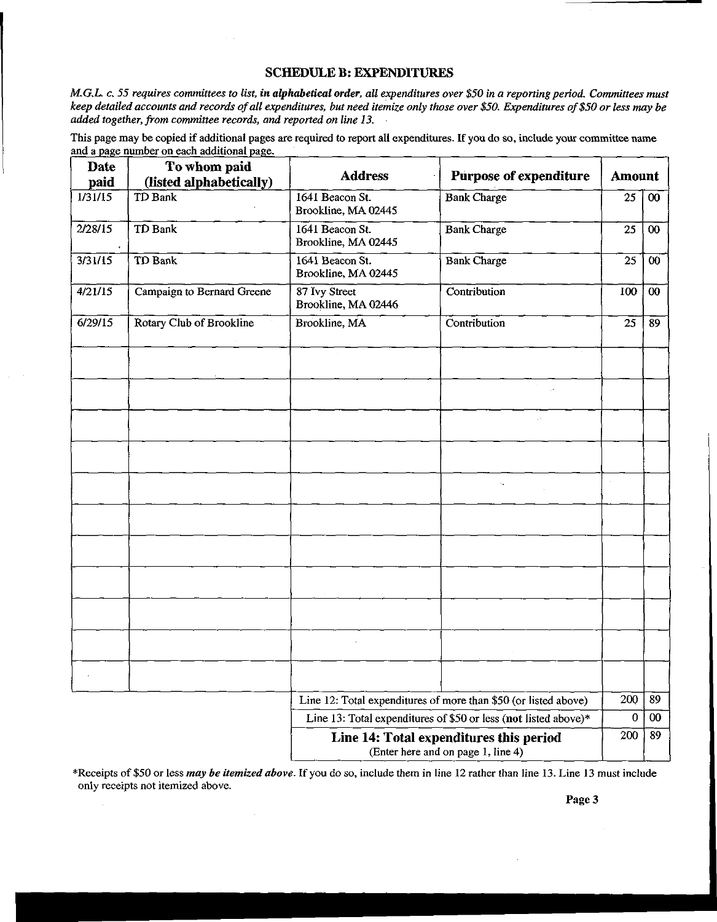## SCHEDULE B: EXPENDITURES

*M.G.L. c. 55 requires committees to list, **in alphabetical order**, all expenditures over $50 in a reporting period. Committees must keep detailed accounts and records of all expenditures, but need itemize only those over $50. Expenditures of $50 or less may be added together, from committee records, and reported on line 13.*

This page may be copied if additional pages are required to report all expenditures. If you do so, include your committee name and a page number on each additional page.

| Date paid | To whom paid (listed alphabetically) | Address | Purpose of expenditure | Amount | |
|---|---|---|---|---|---|
| 1/31/15 | TD Bank | 1641 Beacon St. Brookline, MA 02445 | Bank Charge | 25 | 00 |
| 2/28/15 | TD Bank | 1641 Beacon St. Brookline, MA 02445 | Bank Charge | 25 | 00 |
| 3/31/15 | TD Bank | 1641 Beacon St. Brookline, MA 02445 | Bank Charge | 25 | 00 |
| 4/21/15 | Campaign to Bernard Greene | 87 Ivy Street Brookline, MA 02446 | Contribution | 100 | 00 |
| 6/29/15 | Rotary Club of Brookline | Brookline, MA | Contribution | 25 | 89 |
| | | | | | |
| | | | | | |
| | | | | | |
| | | | | | |
| | | | | | |
| | | | | | |
| | | | | | |
| | | | | | |
| | | | | | |
| | | | | | |
| | | | | | |
| | | Line 12: Total expenditures of more than $50 (or listed above) | | 200 | 89 |
| | | Line 13: Total expenditures of $50 or less (**not** listed above)* | | 0 | 00 |
| | | **Line 14: Total expenditures this period** (Enter here and on page 1, line 4) | | 200 | 89 |

*Receipts of $50 or less ***may be itemized above***. If you do so, include them in line 12 rather than line 13. Line 13 must include only receipts not itemized above.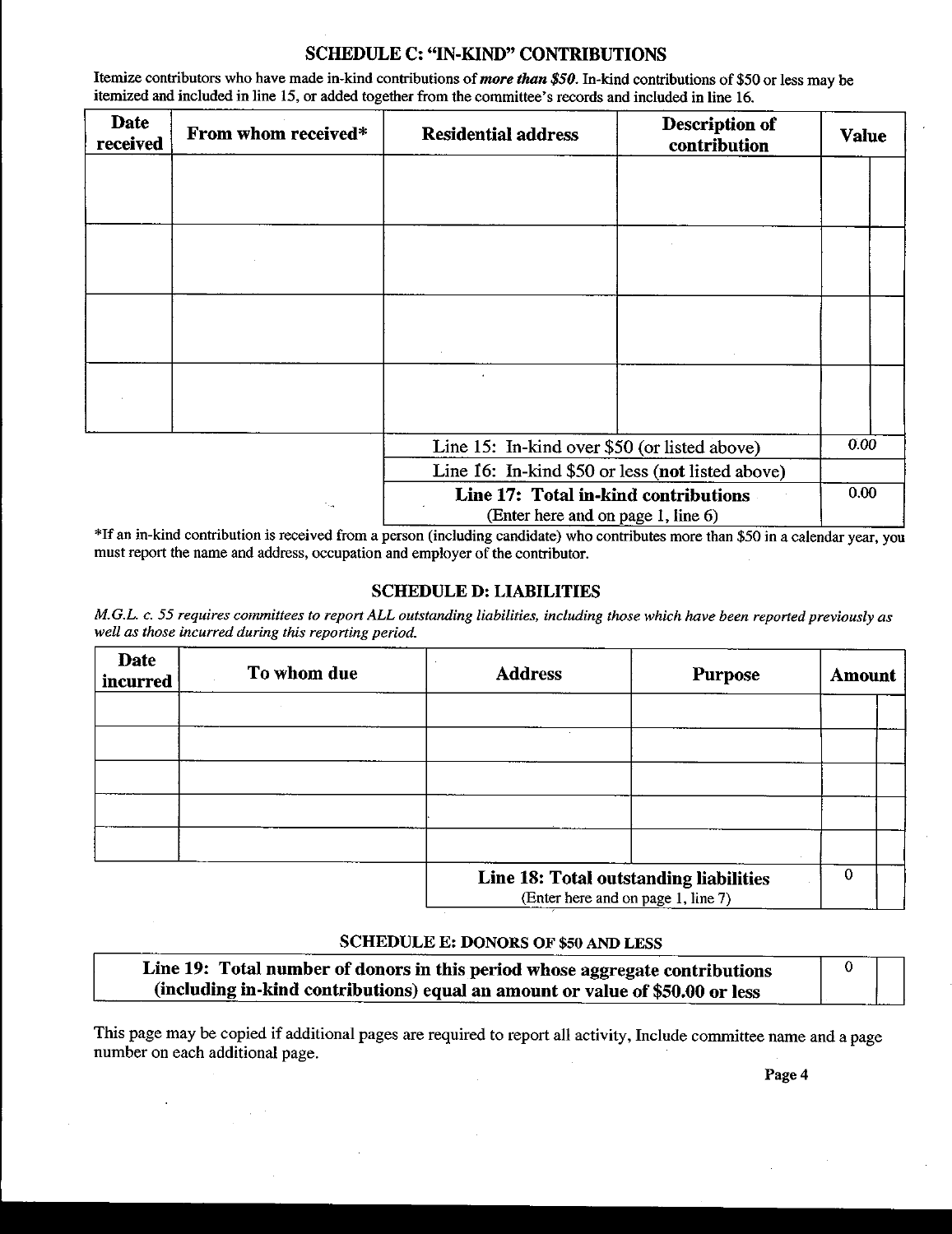## SCHEDULE C: "IN-KIND" CONTRIBUTIONS

Itemize contributors who have made in-kind contributions of ***more than $50***. In-kind contributions of $50 or less may be itemized and included in line 15, or added together from the committee's records and included in line 16.

| Date received | From whom received* | Residential address | Description of contribution | Value | |
|---|---|---|---|---|---|
| | | | | | |
| | | | | | |
| | | | | | |
| | | | | | |
| | | Line 15: In-kind over $50 (or listed above) | | 0.00 | |
| | | Line 16: In-kind $50 or less (**not** listed above) | | | |
| | | **Line 17: Total in-kind contributions** (Enter here and on page 1, line 6) | | 0.00 | |

*If an in-kind contribution is received from a person (including candidate) who contributes more than $50 in a calendar year, you must report the name and address, occupation and employer of the contributor.

## SCHEDULE D: LIABILITIES

*M.G.L. c. 55 requires committees to report ALL outstanding liabilities, including those which have been reported previously as well as those incurred during this reporting period.*

| Date incurred | To whom due | Address | Purpose | Amount | |
|---|---|---|---|---|---|
| | | | | | |
| | | | | | |
| | | | | | |
| | | | | | |
| | | | | | |
| | | **Line 18: Total outstanding liabilities** (Enter here and on page 1, line 7) | | 0 | |

### SCHEDULE E: DONORS OF $50 AND LESS

| | | |
|---|---|---|
| **Line 19: Total number of donors in this period whose aggregate contributions (including in-kind contributions) equal an amount or value of $50.00 or less** | 0 | |

This page may be copied if additional pages are required to report all activity, Include committee name and a page number on each additional page.